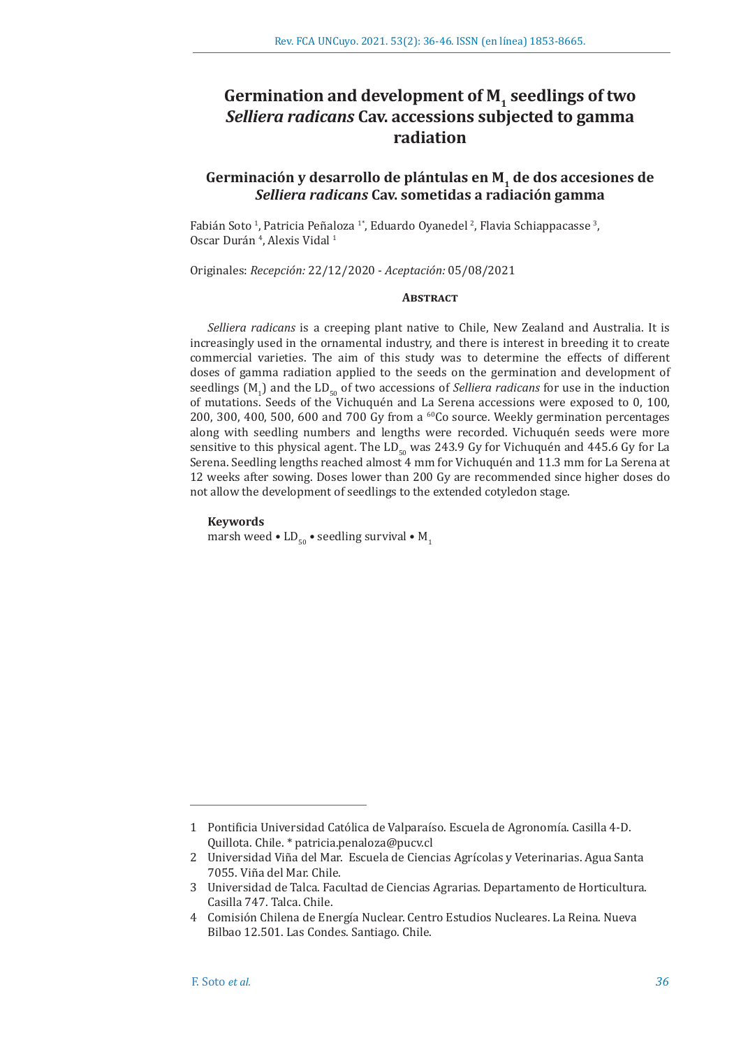# Germination and development of $M_1$ seedlings of two *Selliera radicans* Cav. accessions subjected to gamma radiation

## Germinación y desarrollo de plántulas en $M_1$ de dos accesiones de *Selliera radicans* Cav. sometidas a radiación gamma

Fabián Soto [1], Patricia Peñaloza [1*], Eduardo Oyanedel [2], Flavia Schiappacasse [3], Oscar Durán [4], Alexis Vidal [1]

Originales: *Recepción:* 22/12/2020 - *Aceptación:* 05/08/2021

### Abstract

*Selliera radicans* is a creeping plant native to Chile, New Zealand and Australia. It is increasingly used in the ornamental industry, and there is interest in breeding it to create commercial varieties. The aim of this study was to determine the effects of different doses of gamma radiation applied to the seeds on the germination and development of seedlings ($M_1$) and the $LD_{50}$ of two accessions of *Selliera radicans* for use in the induction of mutations. Seeds of the Vichuquén and La Serena accessions were exposed to 0, 100, 200, 300, 400, 500, 600 and 700 Gy from a $^{60}Co$ source. Weekly germination percentages along with seedling numbers and lengths were recorded. Vichuquén seeds were more sensitive to this physical agent. The $LD_{50}$ was 243.9 Gy for Vichuquén and 445.6 Gy for La Serena. Seedling lengths reached almost 4 mm for Vichuquén and 11.3 mm for La Serena at 12 weeks after sowing. Doses lower than 200 Gy are recommended since higher doses do not allow the development of seedlings to the extended cotyledon stage.

#### Keywords

marsh weed • $LD_{50}$ • seedling survival • $M_1$

---

1 Pontificia Universidad Católica de Valparaíso. Escuela de Agronomía. Casilla 4-D. Quillota. Chile. * patricia.penaloza@pucv.cl

2 Universidad Viña del Mar. Escuela de Ciencias Agrícolas y Veterinarias. Agua Santa 7055. Viña del Mar. Chile.

3 Universidad de Talca. Facultad de Ciencias Agrarias. Departamento de Horticultura. Casilla 747. Talca. Chile.

4 Comisión Chilena de Energía Nuclear. Centro Estudios Nucleares. La Reina. Nueva Bilbao 12.501. Las Condes. Santiago. Chile.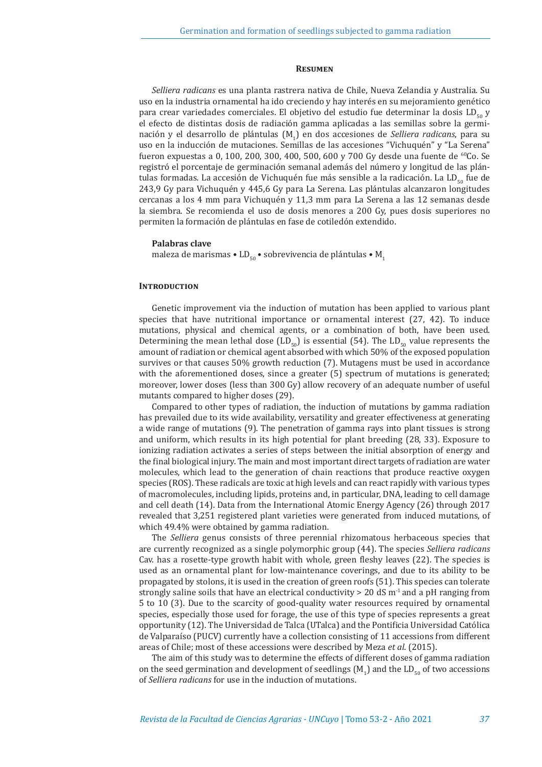## Resumen

*Selliera radicans* es una planta rastrera nativa de Chile, Nueva Zelandia y Australia. Su uso en la industria ornamental ha ido creciendo y hay interés en su mejoramiento genético para crear variedades comerciales. El objetivo del estudio fue determinar la dosis $LD_{50}$ y el efecto de distintas dosis de radiación gamma aplicadas a las semillas sobre la germinación y el desarrollo de plántulas ($M_1$) en dos accesiones de *Selliera radicans*, para su uso en la inducción de mutaciones. Semillas de las accesiones "Vichuquén" y "La Serena" fueron expuestas a 0, 100, 200, 300, 400, 500, 600 y 700 Gy desde una fuente de $^{60}Co$. Se registró el porcentaje de germinación semanal además del número y longitud de las plántulas formadas. La accesión de Vichuquén fue más sensible a la radicación. La $LD_{50}$ fue de 243,9 Gy para Vichuquén y 445,6 Gy para La Serena. Las plántulas alcanzaron longitudes cercanas a los 4 mm para Vichuquén y 11,3 mm para La Serena a las 12 semanas desde la siembra. Se recomienda el uso de dosis menores a 200 Gy, pues dosis superiores no permiten la formación de plántulas en fase de cotiledón extendido.

### Palabras clave

maleza de marismas • $LD_{50}$ • sobrevivencia de plántulas • $M_1$

## Introduction

Genetic improvement via the induction of mutation has been applied to various plant species that have nutritional importance or ornamental interest (27, 42). To induce mutations, physical and chemical agents, or a combination of both, have been used. Determining the mean lethal dose ($LD_{50}$) is essential (54). The $LD_{50}$ value represents the amount of radiation or chemical agent absorbed with which 50% of the exposed population survives or that causes 50% growth reduction (7). Mutagens must be used in accordance with the aforementioned doses, since a greater (5) spectrum of mutations is generated; moreover, lower doses (less than 300 Gy) allow recovery of an adequate number of useful mutants compared to higher doses (29).

Compared to other types of radiation, the induction of mutations by gamma radiation has prevailed due to its wide availability, versatility and greater effectiveness at generating a wide range of mutations (9). The penetration of gamma rays into plant tissues is strong and uniform, which results in its high potential for plant breeding (28, 33). Exposure to ionizing radiation activates a series of steps between the initial absorption of energy and the final biological injury. The main and most important direct targets of radiation are water molecules, which lead to the generation of chain reactions that produce reactive oxygen species (ROS). These radicals are toxic at high levels and can react rapidly with various types of macromolecules, including lipids, proteins and, in particular, DNA, leading to cell damage and cell death (14). Data from the International Atomic Energy Agency (26) through 2017 revealed that 3,251 registered plant varieties were generated from induced mutations, of which 49.4% were obtained by gamma radiation.

The *Selliera* genus consists of three perennial rhizomatous herbaceous species that are currently recognized as a single polymorphic group (44). The species *Selliera radicans* Cav. has a rosette-type growth habit with whole, green fleshy leaves (22). The species is used as an ornamental plant for low-maintenance coverings, and due to its ability to be propagated by stolons, it is used in the creation of green roofs (51). This species can tolerate strongly saline soils that have an electrical conductivity > 20 dS $m^{-1}$ and a pH ranging from 5 to 10 (3). Due to the scarcity of good-quality water resources required by ornamental species, especially those used for forage, the use of this type of species represents a great opportunity (12). The Universidad de Talca (UTalca) and the Pontificia Universidad Católica de Valparaíso (PUCV) currently have a collection consisting of 11 accessions from different areas of Chile; most of these accessions were described by Meza *et al*. (2015).

The aim of this study was to determine the effects of different doses of gamma radiation on the seed germination and development of seedlings ($M_1$) and the $LD_{50}$ of two accessions of *Selliera radicans* for use in the induction of mutations.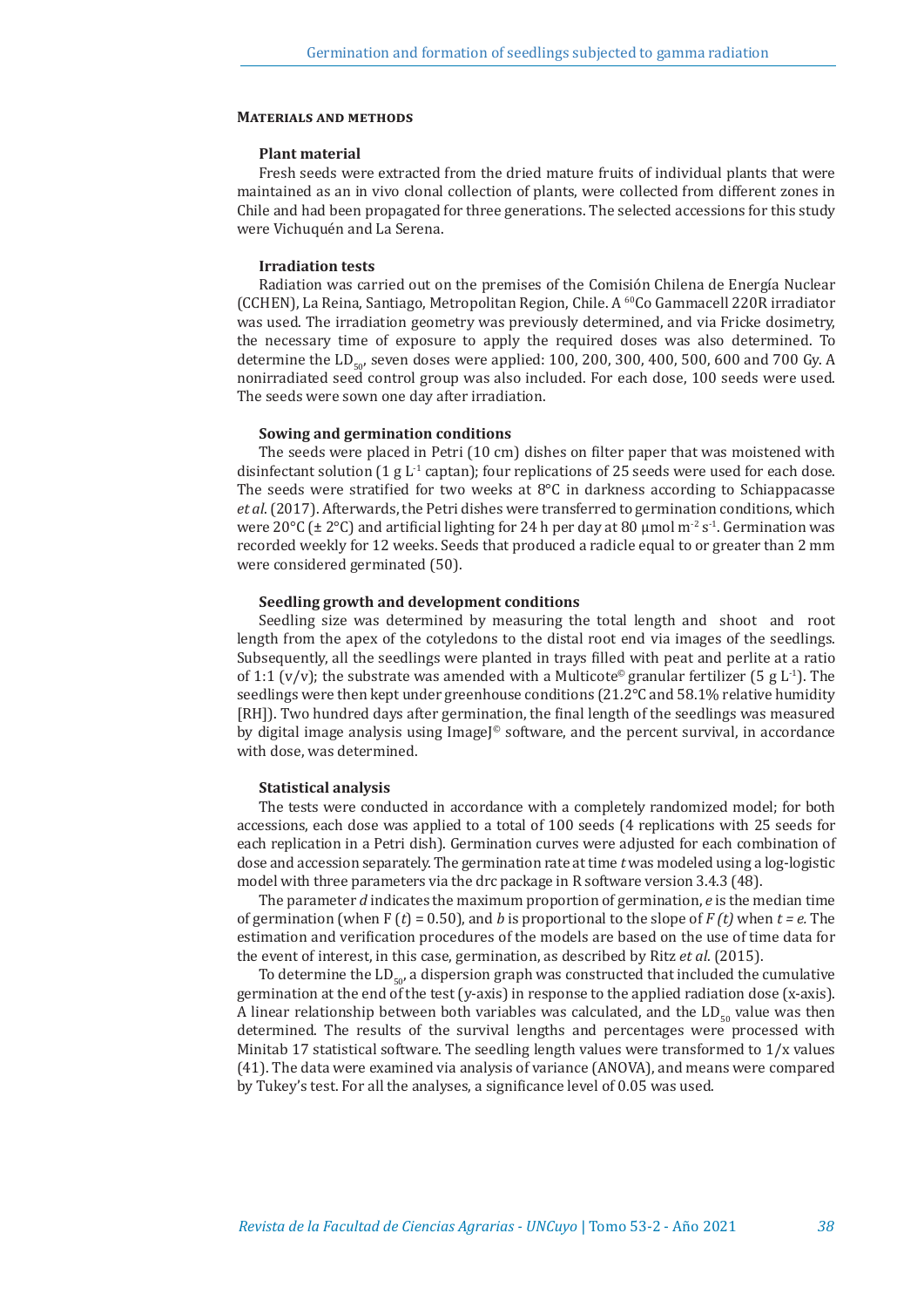## Materials and methods

### Plant material

Fresh seeds were extracted from the dried mature fruits of individual plants that were maintained as an in vivo clonal collection of plants, were collected from different zones in Chile and had been propagated for three generations. The selected accessions for this study were Vichuquén and La Serena.

### Irradiation tests

Radiation was carried out on the premises of the Comisión Chilena de Energía Nuclear (CCHEN), La Reina, Santiago, Metropolitan Region, Chile. A $^{60}$Co Gammacell 220R irradiator was used. The irradiation geometry was previously determined, and via Fricke dosimetry, the necessary time of exposure to apply the required doses was also determined. To determine the $LD_{50}$, seven doses were applied: 100, 200, 300, 400, 500, 600 and 700 Gy. A nonirradiated seed control group was also included. For each dose, 100 seeds were used. The seeds were sown one day after irradiation.

### Sowing and germination conditions

The seeds were placed in Petri (10 cm) dishes on filter paper that was moistened with disinfectant solution (1 g $L^{-1}$ captan); four replications of 25 seeds were used for each dose. The seeds were stratified for two weeks at 8°C in darkness according to Schiappacasse *et al*. (2017). Afterwards, the Petri dishes were transferred to germination conditions, which were 20°C (± 2°C) and artificial lighting for 24 h per day at 80 µmol $m^{-2}$ $s^{-1}$. Germination was recorded weekly for 12 weeks. Seeds that produced a radicle equal to or greater than 2 mm were considered germinated (50).

### Seedling growth and development conditions

Seedling size was determined by measuring the total length and shoot and root length from the apex of the cotyledons to the distal root end via images of the seedlings. Subsequently, all the seedlings were planted in trays filled with peat and perlite at a ratio of 1:1 (v/v); the substrate was amended with a Multicote© granular fertilizer (5 g $L^{-1}$). The seedlings were then kept under greenhouse conditions (21.2°C and 58.1% relative humidity [RH]). Two hundred days after germination, the final length of the seedlings was measured by digital image analysis using ImageJ© software, and the percent survival, in accordance with dose, was determined.

### Statistical analysis

The tests were conducted in accordance with a completely randomized model; for both accessions, each dose was applied to a total of 100 seeds (4 replications with 25 seeds for each replication in a Petri dish). Germination curves were adjusted for each combination of dose and accession separately. The germination rate at time $t$ was modeled using a log-logistic model with three parameters via the drc package in R software version 3.4.3 (48).

The parameter $d$ indicates the maximum proportion of germination, $e$ is the median time of germination (when $F(t) = 0.50$), and $b$ is proportional to the slope of $F(t)$ when $t = e$. The estimation and verification procedures of the models are based on the use of time data for the event of interest, in this case, germination, as described by Ritz *et al*. (2015).

To determine the $LD_{50}$, a dispersion graph was constructed that included the cumulative germination at the end of the test (y-axis) in response to the applied radiation dose (x-axis). A linear relationship between both variables was calculated, and the $LD_{50}$ value was then determined. The results of the survival lengths and percentages were processed with Minitab 17 statistical software. The seedling length values were transformed to 1/x values (41). The data were examined via analysis of variance (ANOVA), and means were compared by Tukey's test. For all the analyses, a significance level of 0.05 was used.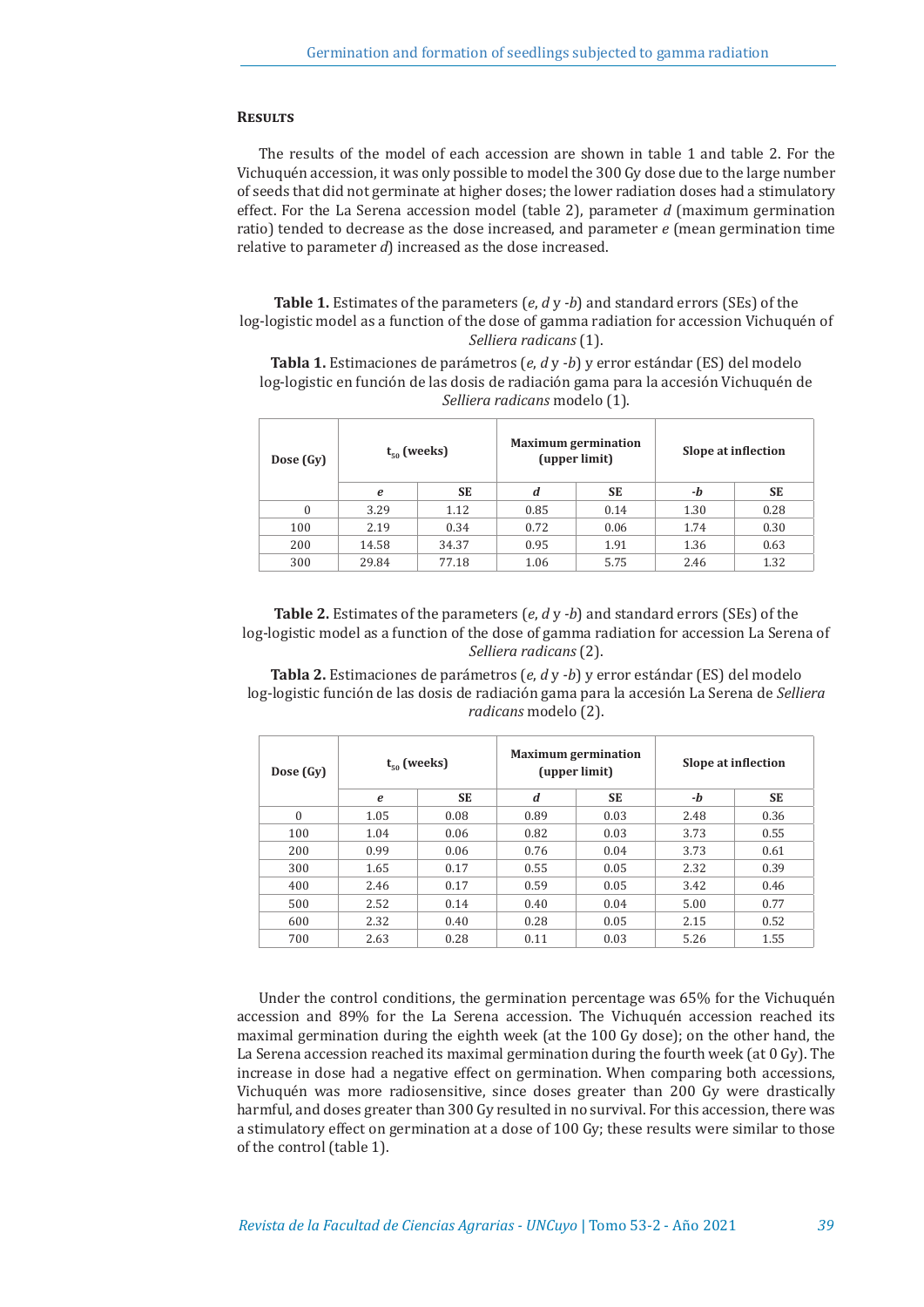## Results

The results of the model of each accession are shown in table 1 and table 2. For the Vichuquén accession, it was only possible to model the 300 Gy dose due to the large number of seeds that did not germinate at higher doses; the lower radiation doses had a stimulatory effect. For the La Serena accession model (table 2), parameter *d* (maximum germination ratio) tended to decrease as the dose increased, and parameter *e* (mean germination time relative to parameter *d*) increased as the dose increased.

**Table 1.** Estimates of the parameters (*e*, *d* y *-b*) and standard errors (SEs) of the log-logistic model as a function of the dose of gamma radiation for accession Vichuquén of *Selliera radicans* (1).

**Tabla 1.** Estimaciones de parámetros (*e*, *d* y *-b*) y error estándar (ES) del modelo log-logistic en función de las dosis de radiación gama para la accesión Vichuquén de *Selliera radicans* modelo (1).

| Dose (Gy) | $t_{50}$ (weeks) | | Maximum germination (upper limit) | | Slope at inflection | |
|---|---|---|---|---|---|---|
| | *e* | SE | *d* | SE | *-b* | SE |
| 0 | 3.29 | 1.12 | 0.85 | 0.14 | 1.30 | 0.28 |
| 100 | 2.19 | 0.34 | 0.72 | 0.06 | 1.74 | 0.30 |
| 200 | 14.58 | 34.37 | 0.95 | 1.91 | 1.36 | 0.63 |
| 300 | 29.84 | 77.18 | 1.06 | 5.75 | 2.46 | 1.32 |

**Table 2.** Estimates of the parameters (*e*, *d* y *-b*) and standard errors (SEs) of the log-logistic model as a function of the dose of gamma radiation for accession La Serena of *Selliera radicans* (2).

**Tabla 2.** Estimaciones de parámetros (*e*, *d* y *-b*) y error estándar (ES) del modelo log-logistic función de las dosis de radiación gama para la accesión La Serena de *Selliera radicans* modelo (2).

| Dose (Gy) | $t_{50}$ (weeks) | | Maximum germination (upper limit) | | Slope at inflection | |
|---|---|---|---|---|---|---|
| | *e* | SE | *d* | SE | *-b* | SE |
| 0 | 1.05 | 0.08 | 0.89 | 0.03 | 2.48 | 0.36 |
| 100 | 1.04 | 0.06 | 0.82 | 0.03 | 3.73 | 0.55 |
| 200 | 0.99 | 0.06 | 0.76 | 0.04 | 3.73 | 0.61 |
| 300 | 1.65 | 0.17 | 0.55 | 0.05 | 2.32 | 0.39 |
| 400 | 2.46 | 0.17 | 0.59 | 0.05 | 3.42 | 0.46 |
| 500 | 2.52 | 0.14 | 0.40 | 0.04 | 5.00 | 0.77 |
| 600 | 2.32 | 0.40 | 0.28 | 0.05 | 2.15 | 0.52 |
| 700 | 2.63 | 0.28 | 0.11 | 0.03 | 5.26 | 1.55 |

Under the control conditions, the germination percentage was 65% for the Vichuquén accession and 89% for the La Serena accession. The Vichuquén accession reached its maximal germination during the eighth week (at the 100 Gy dose); on the other hand, the La Serena accession reached its maximal germination during the fourth week (at 0 Gy). The increase in dose had a negative effect on germination. When comparing both accessions, Vichuquén was more radiosensitive, since doses greater than 200 Gy were drastically harmful, and doses greater than 300 Gy resulted in no survival. For this accession, there was a stimulatory effect on germination at a dose of 100 Gy; these results were similar to those of the control (table 1).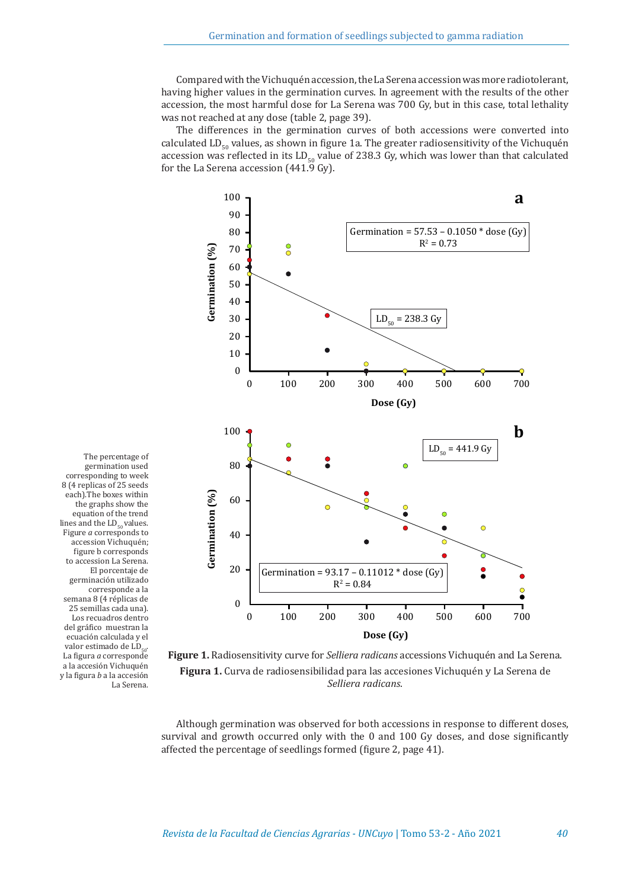Compared with the Vichuquén accession, the La Serena accession was more radiotolerant, having higher values in the germination curves. In agreement with the results of the other accession, the most harmful dose for La Serena was 700 Gy, but in this case, total lethality was not reached at any dose (table 2, page 39).

The differences in the germination curves of both accessions were converted into calculated $LD_{50}$ values, as shown in figure 1a. The greater radiosensitivity of the Vichuquén accession was reflected in its $LD_{50}$ value of 238.3 Gy, which was lower than that calculated for the La Serena accession (441.9 Gy).

a

Germination = 57.53 – 0.1050 * dose (Gy)
$R^2 = 0.73$

$LD_{50}$ = 238.3 Gy

Germination (%)

Dose (Gy)

b

$LD_{50}$ = 441.9 Gy

Germination = 93.17 – 0.11012 * dose (Gy)
$R^2 = 0.84$

Germination (%)

Dose (Gy)

The percentage of germination used corresponding to week 8 (4 replicas of 25 seeds each).The boxes within the graphs show the equation of the trend lines and the $LD_{50}$ values. Figure *a* corresponds to accession Vichuquén; figure b corresponds to accession La Serena.

El porcentaje de germinación utilizado corresponde a la semana 8 (4 réplicas de 25 semillas cada una). Los recuadros dentro del gráfico muestran la ecuación calculada y el valor estimado de $LD_{50}$. La figura *a* corresponde a la accesión Vichuquén y la figura *b* a la accesión La Serena.

**Figure 1.** Radiosensitivity curve for *Selliera radicans* accessions Vichuquén and La Serena.

**Figura 1.** Curva de radiosensibilidad para las accesiones Vichuquén y La Serena de *Selliera radicans*.

Although germination was observed for both accessions in response to different doses, survival and growth occurred only with the 0 and 100 Gy doses, and dose significantly affected the percentage of seedlings formed (figure 2, page 41).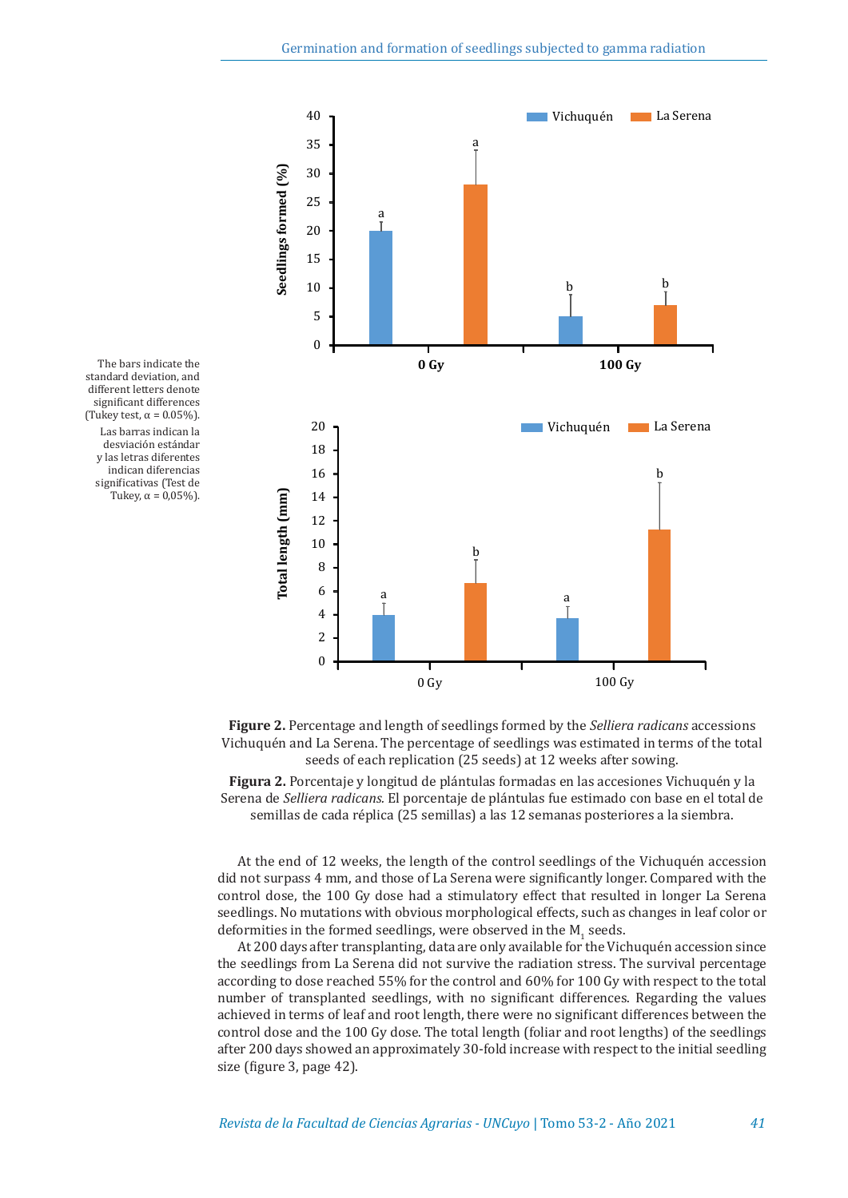The bars indicate the standard deviation, and different letters denote significant differences (Tukey test, α = 0.05%).

Las barras indican la desviación estándar y las letras diferentes indican diferencias significativas (Test de Tukey, α = 0,05%).

**Figure 2.** Percentage and length of seedlings formed by the *Selliera radicans* accessions Vichuquén and La Serena. The percentage of seedlings was estimated in terms of the total seeds of each replication (25 seeds) at 12 weeks after sowing.

**Figura 2.** Porcentaje y longitud de plántulas formadas en las accesiones Vichuquén y la Serena de *Selliera radicans*. El porcentaje de plántulas fue estimado con base en el total de semillas de cada réplica (25 semillas) a las 12 semanas posteriores a la siembra.

At the end of 12 weeks, the length of the control seedlings of the Vichuquén accession did not surpass 4 mm, and those of La Serena were significantly longer. Compared with the control dose, the 100 Gy dose had a stimulatory effect that resulted in longer La Serena seedlings. No mutations with obvious morphological effects, such as changes in leaf color or deformities in the formed seedlings, were observed in the $M_1$ seeds.

At 200 days after transplanting, data are only available for the Vichuquén accession since the seedlings from La Serena did not survive the radiation stress. The survival percentage according to dose reached 55% for the control and 60% for 100 Gy with respect to the total number of transplanted seedlings, with no significant differences. Regarding the values achieved in terms of leaf and root length, there were no significant differences between the control dose and the 100 Gy dose. The total length (foliar and root lengths) of the seedlings after 200 days showed an approximately 30-fold increase with respect to the initial seedling size (figure 3, page 42).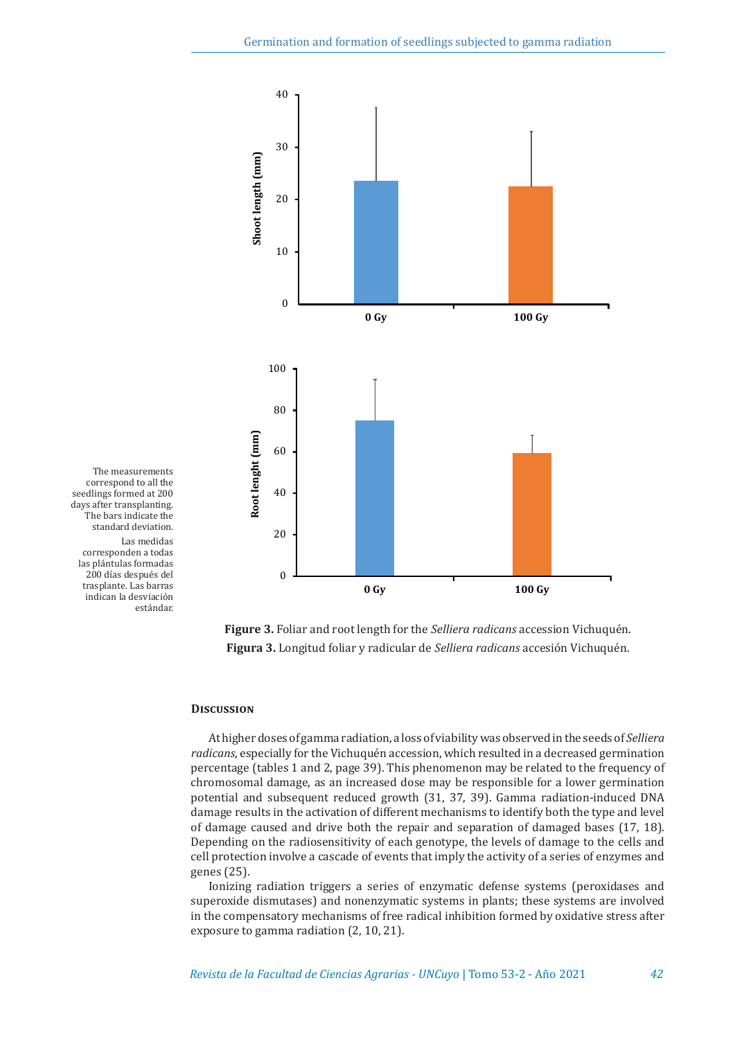The measurements correspond to all the seedlings formed at 200 days after transplanting. The bars indicate the standard deviation.

Las medidas corresponden a todas las plántulas formadas 200 días después del trasplante. Las barras indican la desviación estándar.

**Figure 3.** Foliar and root length for the *Selliera radicans* accession Vichuquén.
**Figura 3.** Longitud foliar y radicular de *Selliera radicans* accesión Vichuquén.

## Discussion

At higher doses of gamma radiation, a loss of viability was observed in the seeds of *Selliera radicans*, especially for the Vichuquén accession, which resulted in a decreased germination percentage (tables 1 and 2, page 39). This phenomenon may be related to the frequency of chromosomal damage, as an increased dose may be responsible for a lower germination potential and subsequent reduced growth (31, 37, 39). Gamma radiation-induced DNA damage results in the activation of different mechanisms to identify both the type and level of damage caused and drive both the repair and separation of damaged bases (17, 18). Depending on the radiosensitivity of each genotype, the levels of damage to the cells and cell protection involve a cascade of events that imply the activity of a series of enzymes and genes (25).

Ionizing radiation triggers a series of enzymatic defense systems (peroxidases and superoxide dismutases) and nonenzymatic systems in plants; these systems are involved in the compensatory mechanisms of free radical inhibition formed by oxidative stress after exposure to gamma radiation (2, 10, 21).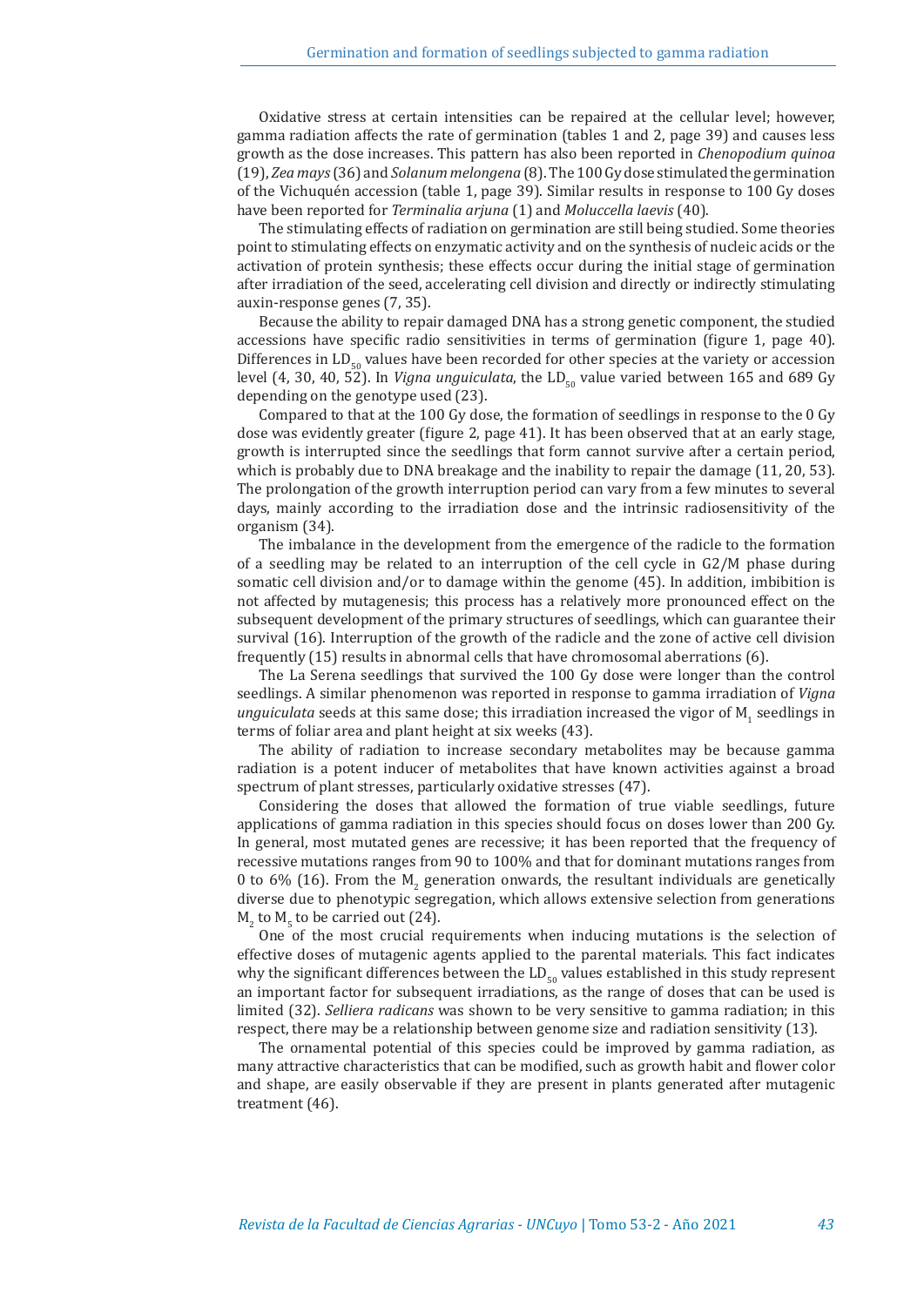Oxidative stress at certain intensities can be repaired at the cellular level; however, gamma radiation affects the rate of germination (tables 1 and 2, page 39) and causes less growth as the dose increases. This pattern has also been reported in *Chenopodium quinoa* (19), *Zea mays* (36) and *Solanum melongena* (8). The 100 Gy dose stimulated the germination of the Vichuquén accession (table 1, page 39). Similar results in response to 100 Gy doses have been reported for *Terminalia arjuna* (1) and *Moluccella laevis* (40).

The stimulating effects of radiation on germination are still being studied. Some theories point to stimulating effects on enzymatic activity and on the synthesis of nucleic acids or the activation of protein synthesis; these effects occur during the initial stage of germination after irradiation of the seed, accelerating cell division and directly or indirectly stimulating auxin-response genes (7, 35).

Because the ability to repair damaged DNA has a strong genetic component, the studied accessions have specific radio sensitivities in terms of germination (figure 1, page 40). Differences in $LD_{50}$ values have been recorded for other species at the variety or accession level (4, 30, 40, 52). In *Vigna unguiculata*, the $LD_{50}$ value varied between 165 and 689 Gy depending on the genotype used (23).

Compared to that at the 100 Gy dose, the formation of seedlings in response to the 0 Gy dose was evidently greater (figure 2, page 41). It has been observed that at an early stage, growth is interrupted since the seedlings that form cannot survive after a certain period, which is probably due to DNA breakage and the inability to repair the damage (11, 20, 53). The prolongation of the growth interruption period can vary from a few minutes to several days, mainly according to the irradiation dose and the intrinsic radiosensitivity of the organism (34).

The imbalance in the development from the emergence of the radicle to the formation of a seedling may be related to an interruption of the cell cycle in G2/M phase during somatic cell division and/or to damage within the genome (45). In addition, imbibition is not affected by mutagenesis; this process has a relatively more pronounced effect on the subsequent development of the primary structures of seedlings, which can guarantee their survival (16). Interruption of the growth of the radicle and the zone of active cell division frequently (15) results in abnormal cells that have chromosomal aberrations (6).

The La Serena seedlings that survived the 100 Gy dose were longer than the control seedlings. A similar phenomenon was reported in response to gamma irradiation of *Vigna unguiculata* seeds at this same dose; this irradiation increased the vigor of $M_1$ seedlings in terms of foliar area and plant height at six weeks (43).

The ability of radiation to increase secondary metabolites may be because gamma radiation is a potent inducer of metabolites that have known activities against a broad spectrum of plant stresses, particularly oxidative stresses (47).

Considering the doses that allowed the formation of true viable seedlings, future applications of gamma radiation in this species should focus on doses lower than 200 Gy. In general, most mutated genes are recessive; it has been reported that the frequency of recessive mutations ranges from 90 to 100% and that for dominant mutations ranges from 0 to 6% (16). From the $M_2$ generation onwards, the resultant individuals are genetically diverse due to phenotypic segregation, which allows extensive selection from generations $M_2$ to $M_5$ to be carried out (24).

One of the most crucial requirements when inducing mutations is the selection of effective doses of mutagenic agents applied to the parental materials. This fact indicates why the significant differences between the $LD_{50}$ values established in this study represent an important factor for subsequent irradiations, as the range of doses that can be used is limited (32). *Selliera radicans* was shown to be very sensitive to gamma radiation; in this respect, there may be a relationship between genome size and radiation sensitivity (13).

The ornamental potential of this species could be improved by gamma radiation, as many attractive characteristics that can be modified, such as growth habit and flower color and shape, are easily observable if they are present in plants generated after mutagenic treatment (46).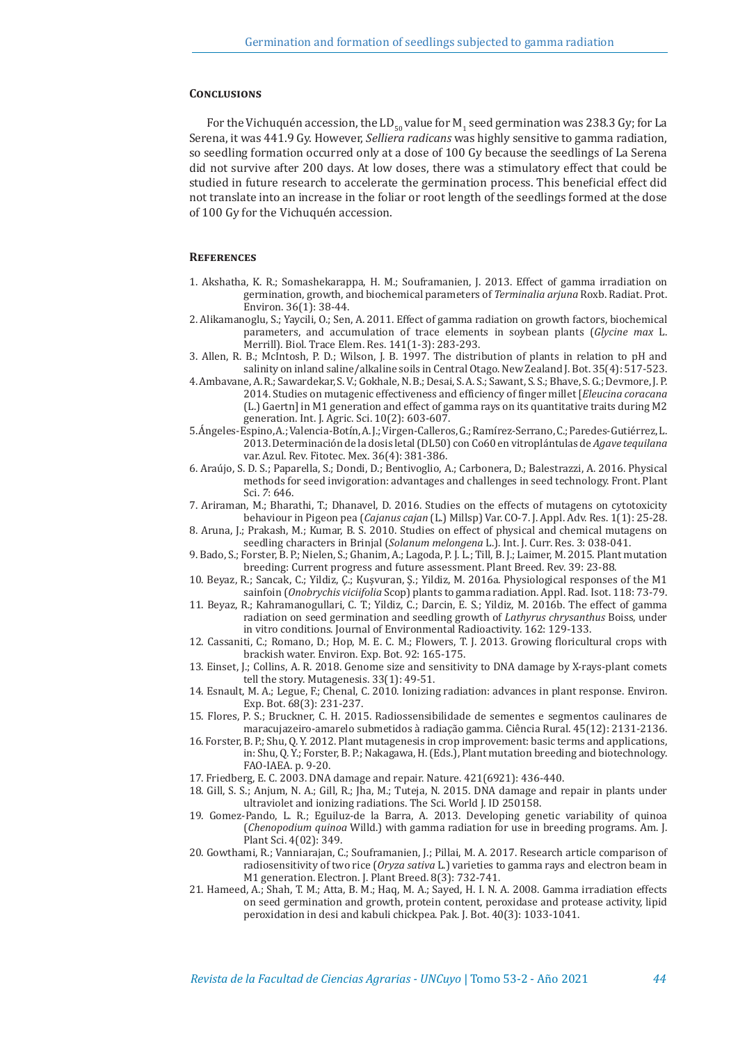## Conclusions

For the Vichuquén accession, the $LD_{50}$ value for $M_1$ seed germination was 238.3 Gy; for La Serena, it was 441.9 Gy. However, *Selliera radicans* was highly sensitive to gamma radiation, so seedling formation occurred only at a dose of 100 Gy because the seedlings of La Serena did not survive after 200 days. At low doses, there was a stimulatory effect that could be studied in future research to accelerate the germination process. This beneficial effect did not translate into an increase in the foliar or root length of the seedlings formed at the dose of 100 Gy for the Vichuquén accession.

## References

1. Akshatha, K. R.; Somashekarappa, H. M.; Souframanien, J. 2013. Effect of gamma irradiation on germination, growth, and biochemical parameters of *Terminalia arjuna* Roxb. Radiat. Prot. Environ. 36(1): 38-44.
2. Alikamanoglu, S.; Yaycili, O.; Sen, A. 2011. Effect of gamma radiation on growth factors, biochemical parameters, and accumulation of trace elements in soybean plants (*Glycine max* L. Merrill). Biol. Trace Elem. Res. 141(1-3): 283-293.
3. Allen, R. B.; McIntosh, P. D.; Wilson, J. B. 1997. The distribution of plants in relation to pH and salinity on inland saline/alkaline soils in Central Otago. New Zealand J. Bot. 35(4): 517-523.
4. Ambavane, A. R.; Sawardekar, S. V.; Gokhale, N. B.; Desai, S. A. S.; Sawant, S. S.; Bhave, S. G.; Devmore, J. P. 2014. Studies on mutagenic effectiveness and efficiency of finger millet [*Eleucina coracana* (L.) Gaertn] in M1 generation and effect of gamma rays on its quantitative traits during M2 generation. Int. J. Agric. Sci. 10(2): 603-607.
5. Ángeles-Espino, A.; Valencia-Botín, A. J.; Virgen-Calleros, G.; Ramírez-Serrano, C.; Paredes-Gutiérrez, L. 2013. Determinación de la dosis letal (DL50) con Co60 en vitroplántulas de *Agave tequilana* var. Azul. Rev. Fitotec. Mex. 36(4): 381-386.
6. Araújo, S. D. S.; Paparella, S.; Dondi, D.; Bentivoglio, A.; Carbonera, D.; Balestrazzi, A. 2016. Physical methods for seed invigoration: advantages and challenges in seed technology. Front. Plant Sci. 7: 646.
7. Ariraman, M.; Bharathi, T.; Dhanavel, D. 2016. Studies on the effects of mutagens on cytotoxicity behaviour in Pigeon pea (*Cajanus cajan* (L.) Millsp) Var. CO-7. J. Appl. Adv. Res. 1(1): 25-28.
8. Aruna, J.; Prakash, M.; Kumar, B. S. 2010. Studies on effect of physical and chemical mutagens on seedling characters in Brinjal (*Solanum melongena* L.). Int. J. Curr. Res. 3: 038-041.
9. Bado, S.; Forster, B. P.; Nielen, S.; Ghanim, A.; Lagoda, P. J. L.; Till, B. J.; Laimer, M. 2015. Plant mutation breeding: Current progress and future assessment. Plant Breed. Rev. 39: 23-88.
10. Beyaz, R.; Sancak, C.; Yildiz, Ç.; Kuşvuran, Ş.; Yildiz, M. 2016a. Physiological responses of the M1 sainfoin (*Onobrychis viciifolia* Scop) plants to gamma radiation. Appl. Rad. Isot. 118: 73-79.
11. Beyaz, R.; Kahramanogullari, C. T.; Yildiz, C.; Darcin, E. S.; Yildiz, M. 2016b. The effect of gamma radiation on seed germination and seedling growth of *Lathyrus chrysanthus* Boiss, under in vitro conditions. Journal of Environmental Radioactivity. 162: 129-133.
12. Cassaniti, C.; Romano, D.; Hop, M. E. C. M.; Flowers, T. J. 2013. Growing floricultural crops with brackish water. Environ. Exp. Bot. 92: 165-175.
13. Einset, J.; Collins, A. R. 2018. Genome size and sensitivity to DNA damage by X-rays-plant comets tell the story. Mutagenesis. 33(1): 49-51.
14. Esnault, M. A.; Legue, F.; Chenal, C. 2010. Ionizing radiation: advances in plant response. Environ. Exp. Bot. 68(3): 231-237.
15. Flores, P. S.; Bruckner, C. H. 2015. Radiossensibilidade de sementes e segmentos caulinares de maracujazeiro-amarelo submetidos à radiação gamma. Ciência Rural. 45(12): 2131-2136.
16. Forster, B. P.; Shu, Q. Y. 2012. Plant mutagenesis in crop improvement: basic terms and applications, in: Shu, Q. Y.; Forster, B. P.; Nakagawa, H. (Eds.), Plant mutation breeding and biotechnology. FAO-IAEA. p. 9-20.
17. Friedberg, E. C. 2003. DNA damage and repair. Nature. 421(6921): 436-440.
18. Gill, S. S.; Anjum, N. A.; Gill, R.; Jha, M.; Tuteja, N. 2015. DNA damage and repair in plants under ultraviolet and ionizing radiations. The Sci. World J. ID 250158.
19. Gomez-Pando, L. R.; Eguiluz-de la Barra, A. 2013. Developing genetic variability of quinoa (*Chenopodium quinoa* Willd.) with gamma radiation for use in breeding programs. Am. J. Plant Sci. 4(02): 349.
20. Gowthami, R.; Vanniarajan, C.; Souframanien, J.; Pillai, M. A. 2017. Research article comparison of radiosensitivity of two rice (*Oryza sativa* L.) varieties to gamma rays and electron beam in M1 generation. Electron. J. Plant Breed. 8(3): 732-741.
21. Hameed, A.; Shah, T. M.; Atta, B. M.; Haq, M. A.; Sayed, H. I. N. A. 2008. Gamma irradiation effects on seed germination and growth, protein content, peroxidase and protease activity, lipid peroxidation in desi and kabuli chickpea. Pak. J. Bot. 40(3): 1033-1041.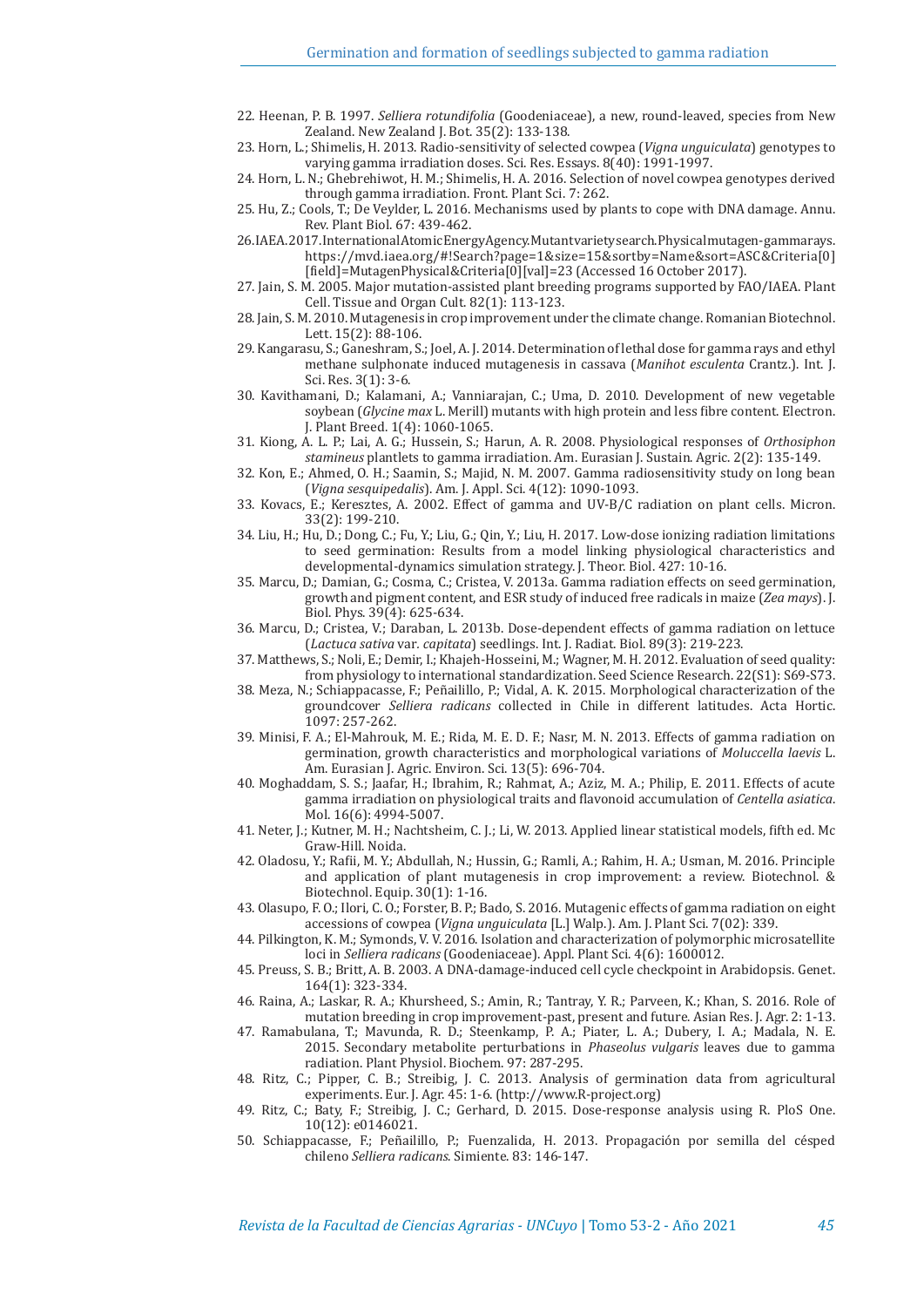22. Heenan, P. B. 1997. *Selliera rotundifolia* (Goodeniaceae), a new, round-leaved, species from New Zealand. New Zealand J. Bot. 35(2): 133-138.
23. Horn, L.; Shimelis, H. 2013. Radio-sensitivity of selected cowpea (*Vigna unguiculata*) genotypes to varying gamma irradiation doses. Sci. Res. Essays. 8(40): 1991-1997.
24. Horn, L. N.; Ghebrehiwot, H. M.; Shimelis, H. A. 2016. Selection of novel cowpea genotypes derived through gamma irradiation. Front. Plant Sci. 7: 262.
25. Hu, Z.; Cools, T.; De Veylder, L. 2016. Mechanisms used by plants to cope with DNA damage. Annu. Rev. Plant Biol. 67: 439-462.
26. IAEA. 2017. International Atomic Energy Agency. Mutant variety search. Physical mutagen-gamma rays. https://mvd.iaea.org/#!Search?page=1&size=15&sortby=Name&sort=ASC&Criteria[0][field]=MutagenPhysical&Criteria[0][val]=23 (Accessed 16 October 2017).
27. Jain, S. M. 2005. Major mutation-assisted plant breeding programs supported by FAO/IAEA. Plant Cell. Tissue and Organ Cult. 82(1): 113-123.
28. Jain, S. M. 2010. Mutagenesis in crop improvement under the climate change. Romanian Biotechnol. Lett. 15(2): 88-106.
29. Kangarasu, S.; Ganeshram, S.; Joel, A. J. 2014. Determination of lethal dose for gamma rays and ethyl methane sulphonate induced mutagenesis in cassava (*Manihot esculenta* Crantz.). Int. J. Sci. Res. 3(1): 3-6.
30. Kavithamani, D.; Kalamani, A.; Vanniarajan, C.; Uma, D. 2010. Development of new vegetable soybean (*Glycine max* L. Merill) mutants with high protein and less fibre content. Electron. J. Plant Breed. 1(4): 1060-1065.
31. Kiong, A. L. P.; Lai, A. G.; Hussein, S.; Harun, A. R. 2008. Physiological responses of *Orthosiphon stamineus* plantlets to gamma irradiation. Am. Eurasian J. Sustain. Agric. 2(2): 135-149.
32. Kon, E.; Ahmed, O. H.; Saamin, S.; Majid, N. M. 2007. Gamma radiosensitivity study on long bean (*Vigna sesquipedalis*). Am. J. Appl. Sci. 4(12): 1090-1093.
33. Kovacs, E.; Keresztes, A. 2002. Effect of gamma and UV-B/C radiation on plant cells. Micron. 33(2): 199-210.
34. Liu, H.; Hu, D.; Dong, C.; Fu, Y.; Liu, G.; Qin, Y.; Liu, H. 2017. Low-dose ionizing radiation limitations to seed germination: Results from a model linking physiological characteristics and developmental-dynamics simulation strategy. J. Theor. Biol. 427: 10-16.
35. Marcu, D.; Damian, G.; Cosma, C.; Cristea, V. 2013a. Gamma radiation effects on seed germination, growth and pigment content, and ESR study of induced free radicals in maize (*Zea mays*). J. Biol. Phys. 39(4): 625-634.
36. Marcu, D.; Cristea, V.; Daraban, L. 2013b. Dose-dependent effects of gamma radiation on lettuce (*Lactuca sativa* var. *capitata*) seedlings. Int. J. Radiat. Biol. 89(3): 219-223.
37. Matthews, S.; Noli, E.; Demir, I.; Khajeh-Hosseini, M.; Wagner, M. H. 2012. Evaluation of seed quality: from physiology to international standardization. Seed Science Research. 22(S1): S69-S73.
38. Meza, N.; Schiappacasse, F.; Peñailillo, P.; Vidal, A. K. 2015. Morphological characterization of the groundcover *Selliera radicans* collected in Chile in different latitudes. Acta Hortic. 1097: 257-262.
39. Minisi, F. A.; El-Mahrouk, M. E.; Rida, M. E. D. F.; Nasr, M. N. 2013. Effects of gamma radiation on germination, growth characteristics and morphological variations of *Moluccella laevis* L. Am. Eurasian J. Agric. Environ. Sci. 13(5): 696-704.
40. Moghaddam, S. S.; Jaafar, H.; Ibrahim, R.; Rahmat, A.; Aziz, M. A.; Philip, E. 2011. Effects of acute gamma irradiation on physiological traits and flavonoid accumulation of *Centella asiatica*. Mol. 16(6): 4994-5007.
41. Neter, J.; Kutner, M. H.; Nachtsheim, C. J.; Li, W. 2013. Applied linear statistical models, fifth ed. Mc Graw-Hill. Noida.
42. Oladosu, Y.; Rafii, M. Y.; Abdullah, N.; Hussin, G.; Ramli, A.; Rahim, H. A.; Usman, M. 2016. Principle and application of plant mutagenesis in crop improvement: a review. Biotechnol. & Biotechnol. Equip. 30(1): 1-16.
43. Olasupo, F. O.; Ilori, C. O.; Forster, B. P.; Bado, S. 2016. Mutagenic effects of gamma radiation on eight accessions of cowpea (*Vigna unguiculata* [L.] Walp.). Am. J. Plant Sci. 7(02): 339.
44. Pilkington, K. M.; Symonds, V. V. 2016. Isolation and characterization of polymorphic microsatellite loci in *Selliera radicans* (Goodeniaceae). Appl. Plant Sci. 4(6): 1600012.
45. Preuss, S. B.; Britt, A. B. 2003. A DNA-damage-induced cell cycle checkpoint in Arabidopsis. Genet. 164(1): 323-334.
46. Raina, A.; Laskar, R. A.; Khursheed, S.; Amin, R.; Tantray, Y. R.; Parveen, K.; Khan, S. 2016. Role of mutation breeding in crop improvement-past, present and future. Asian Res. J. Agr. 2: 1-13.
47. Ramabulana, T.; Mavunda, R. D.; Steenkamp, P. A.; Piater, L. A.; Dubery, I. A.; Madala, N. E. 2015. Secondary metabolite perturbations in *Phaseolus vulgaris* leaves due to gamma radiation. Plant Physiol. Biochem. 97: 287-295.
48. Ritz, C.; Pipper, C. B.; Streibig, J. C. 2013. Analysis of germination data from agricultural experiments. Eur. J. Agr. 45: 1-6. (http://www.R-project.org)
49. Ritz, C.; Baty, F.; Streibig, J. C.; Gerhard, D. 2015. Dose-response analysis using R. PloS One. 10(12): e0146021.
50. Schiappacasse, F.; Peñailillo, P.; Fuenzalida, H. 2013. Propagación por semilla del césped chileno *Selliera radicans*. Simiente. 83: 146-147.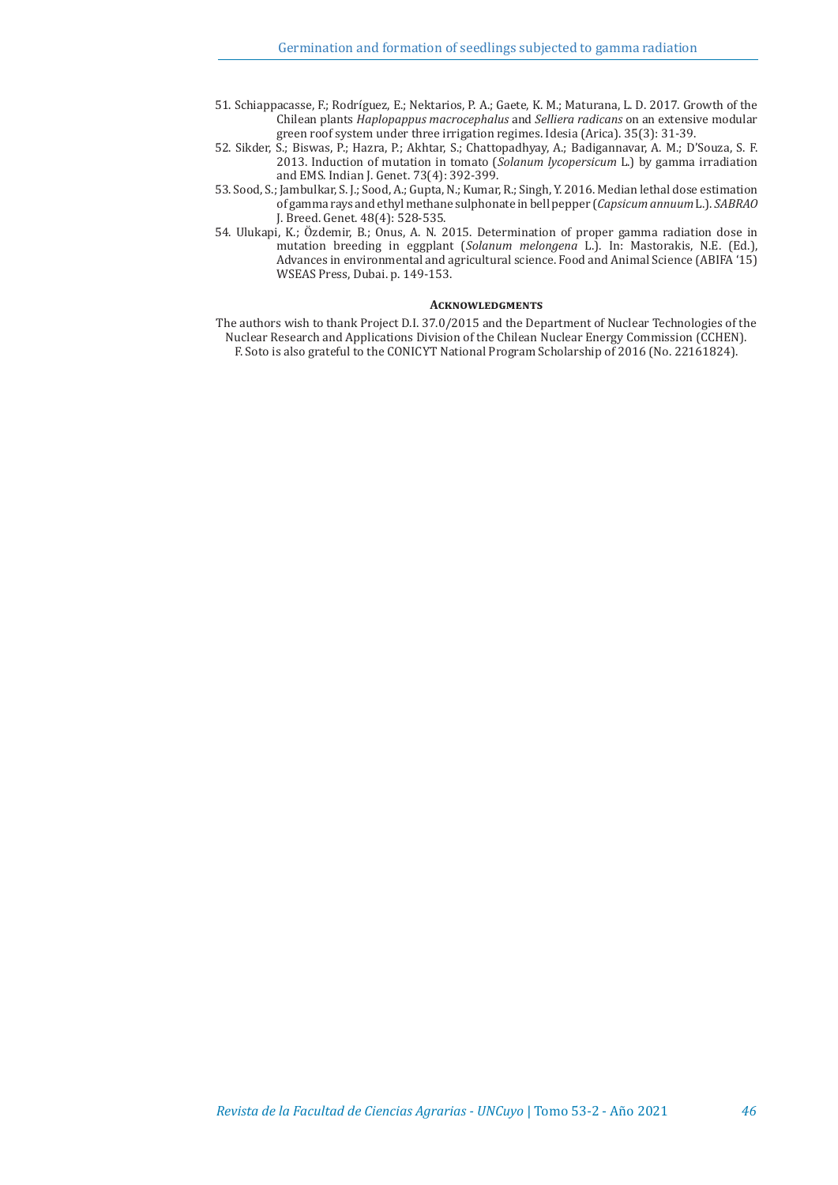51. Schiappacasse, F.; Rodríguez, E.; Nektarios, P. A.; Gaete, K. M.; Maturana, L. D. 2017. Growth of the Chilean plants *Haplopappus macrocephalus* and *Selliera radicans* on an extensive modular green roof system under three irrigation regimes. Idesia (Arica). 35(3): 31-39.
52. Sikder, S.; Biswas, P.; Hazra, P.; Akhtar, S.; Chattopadhyay, A.; Badigannavar, A. M.; D'Souza, S. F. 2013. Induction of mutation in tomato (*Solanum lycopersicum* L.) by gamma irradiation and EMS. Indian J. Genet. 73(4): 392-399.
53. Sood, S.; Jambulkar, S. J.; Sood, A.; Gupta, N.; Kumar, R.; Singh, Y. 2016. Median lethal dose estimation of gamma rays and ethyl methane sulphonate in bell pepper (*Capsicum annuum* L.). *SABRAO* J. Breed. Genet. 48(4): 528-535.
54. Ulukapi, K.; Özdemir, B.; Onus, A. N. 2015. Determination of proper gamma radiation dose in mutation breeding in eggplant (*Solanum melongena* L.). In: Mastorakis, N.E. (Ed.), Advances in environmental and agricultural science. Food and Animal Science (ABIFA '15) WSEAS Press, Dubai. p. 149-153.

## Acknowledgments

The authors wish to thank Project D.I. 37.0/2015 and the Department of Nuclear Technologies of the Nuclear Research and Applications Division of the Chilean Nuclear Energy Commission (CCHEN). F. Soto is also grateful to the CONICYT National Program Scholarship of 2016 (No. 22161824).